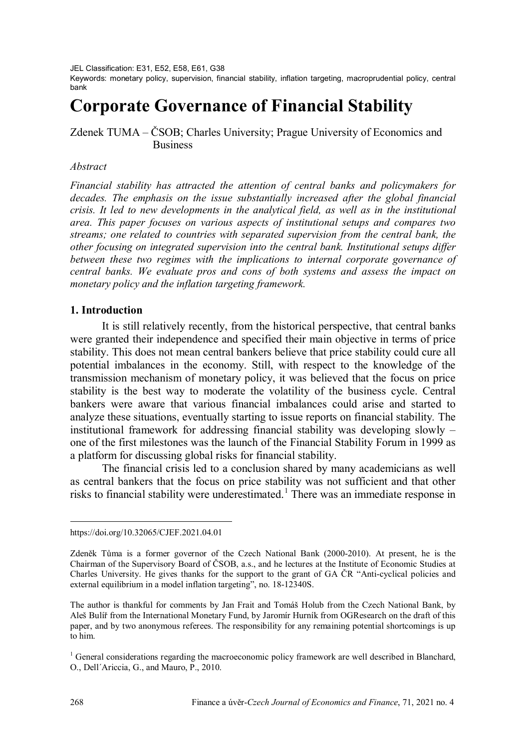JEL Classification: E31, E52, E58, E61, G38

Keywords: monetary policy, supervision, financial stability, inflation targeting, macroprudential policy, central bank

# Corporate Governance of Financial Stability

Zdenek TUMA – ČSOB; Charles University; Prague University of Economics and Business

*Abstract*

*Financial stability has attracted the attention of central banks and policymakers for decades. The emphasis on the issue substantially increased after the global financial crisis. It led to new developments in the analytical field, as well as in the institutional area. This paper focuses on various aspects of institutional setups and compares two streams; one related to countries with separated supervision from the central bank, the other focusing on integrated supervision into the central bank. Institutional setups differ between these two regimes with the implications to internal corporate governance of central banks. We evaluate pros and cons of both systems and assess the impact on monetary policy and the inflation targeting framework.*

## 1. Introduction

It is still relatively recently, from the historical perspective, that central banks were granted their independence and specified their main objective in terms of price stability. This does not mean central bankers believe that price stability could cure all potential imbalances in the economy. Still, with respect to the knowledge of the transmission mechanism of monetary policy, it was believed that the focus on price stability is the best way to moderate the volatility of the business cycle. Central bankers were aware that various financial imbalances could arise and started to analyze these situations, eventually starting to issue reports on financial stability. The institutional framework for addressing financial stability was developing slowly – one of the first milestones was the launch of the Financial Stability Forum in 1999 as a platform for discussing global risks for financial stability.

The financial crisis led to a conclusion shared by many academicians as well as central bankers that the focus on price stability was not sufficient and that other risks to financial stability were underestimated.[1] There was an immediate response in

---

https://doi.org/10.32065/CJEF.2021.04.01

Zdeněk Tůma is a former governor of the Czech National Bank (2000-2010). At present, he is the Chairman of the Supervisory Board of ČSOB, a.s., and he lectures at the Institute of Economic Studies at Charles University. He gives thanks for the support to the grant of GA ČR "Anti-cyclical policies and external equilibrium in a model inflation targeting", no. 18-12340S.

The author is thankful for comments by Jan Frait and Tomáš Holub from the Czech National Bank, by Aleš Bulíř from the International Monetary Fund, by Jaromír Hurník from OGResearch on the draft of this paper, and by two anonymous referees. The responsibility for any remaining potential shortcomings is up to him.

[1] General considerations regarding the macroeconomic policy framework are well described in Blanchard, O., Dell´Ariccia, G., and Mauro, P., 2010.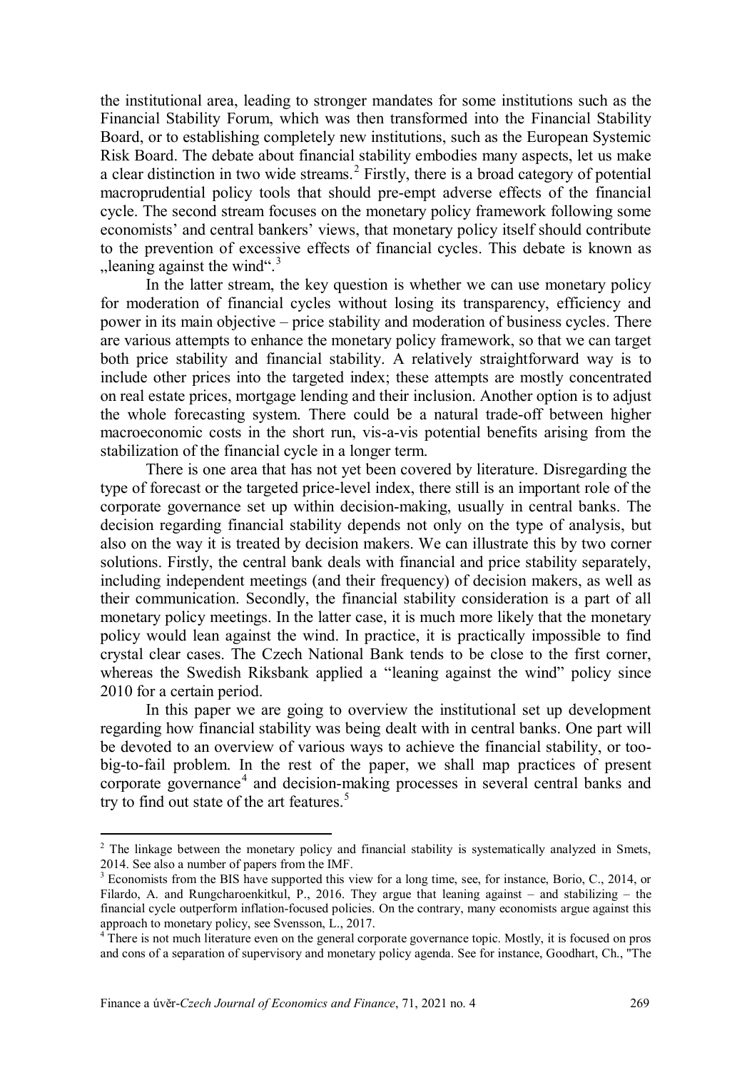the institutional area, leading to stronger mandates for some institutions such as the Financial Stability Forum, which was then transformed into the Financial Stability Board, or to establishing completely new institutions, such as the European Systemic Risk Board. The debate about financial stability embodies many aspects, let us make a clear distinction in two wide streams.[2] Firstly, there is a broad category of potential macroprudential policy tools that should pre-empt adverse effects of the financial cycle. The second stream focuses on the monetary policy framework following some economists' and central bankers' views, that monetary policy itself should contribute to the prevention of excessive effects of financial cycles. This debate is known as „leaning against the wind".[3]

In the latter stream, the key question is whether we can use monetary policy for moderation of financial cycles without losing its transparency, efficiency and power in its main objective – price stability and moderation of business cycles. There are various attempts to enhance the monetary policy framework, so that we can target both price stability and financial stability. A relatively straightforward way is to include other prices into the targeted index; these attempts are mostly concentrated on real estate prices, mortgage lending and their inclusion. Another option is to adjust the whole forecasting system. There could be a natural trade-off between higher macroeconomic costs in the short run, vis-a-vis potential benefits arising from the stabilization of the financial cycle in a longer term.

There is one area that has not yet been covered by literature. Disregarding the type of forecast or the targeted price-level index, there still is an important role of the corporate governance set up within decision-making, usually in central banks. The decision regarding financial stability depends not only on the type of analysis, but also on the way it is treated by decision makers. We can illustrate this by two corner solutions. Firstly, the central bank deals with financial and price stability separately, including independent meetings (and their frequency) of decision makers, as well as their communication. Secondly, the financial stability consideration is a part of all monetary policy meetings. In the latter case, it is much more likely that the monetary policy would lean against the wind. In practice, it is practically impossible to find crystal clear cases. The Czech National Bank tends to be close to the first corner, whereas the Swedish Riksbank applied a "leaning against the wind" policy since 2010 for a certain period.

In this paper we are going to overview the institutional set up development regarding how financial stability was being dealt with in central banks. One part will be devoted to an overview of various ways to achieve the financial stability, or too-big-to-fail problem. In the rest of the paper, we shall map practices of present corporate governance[4] and decision-making processes in several central banks and try to find out state of the art features.[5]

---

[2] The linkage between the monetary policy and financial stability is systematically analyzed in Smets, 2014. See also a number of papers from the IMF.

[3] Economists from the BIS have supported this view for a long time, see, for instance, Borio, C., 2014, or Filardo, A. and Rungcharoenkitkul, P., 2016. They argue that leaning against – and stabilizing – the financial cycle outperform inflation-focused policies. On the contrary, many economists argue against this approach to monetary policy, see Svensson, L., 2017.

[4] There is not much literature even on the general corporate governance topic. Mostly, it is focused on pros and cons of a separation of supervisory and monetary policy agenda. See for instance, Goodhart, Ch., "The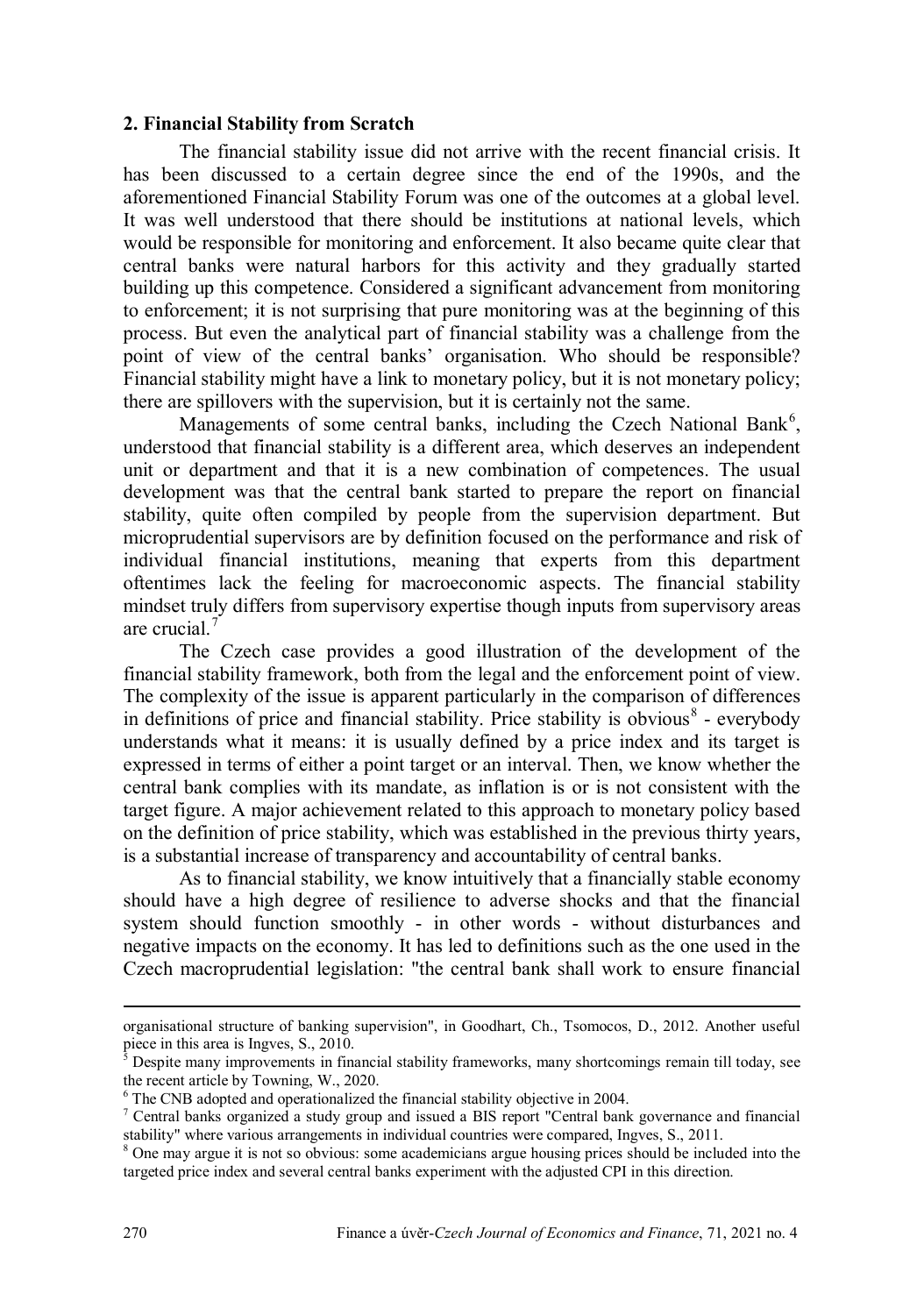## 2. Financial Stability from Scratch

The financial stability issue did not arrive with the recent financial crisis. It has been discussed to a certain degree since the end of the 1990s, and the aforementioned Financial Stability Forum was one of the outcomes at a global level. It was well understood that there should be institutions at national levels, which would be responsible for monitoring and enforcement. It also became quite clear that central banks were natural harbors for this activity and they gradually started building up this competence. Considered a significant advancement from monitoring to enforcement; it is not surprising that pure monitoring was at the beginning of this process. But even the analytical part of financial stability was a challenge from the point of view of the central banks' organisation. Who should be responsible? Financial stability might have a link to monetary policy, but it is not monetary policy; there are spillovers with the supervision, but it is certainly not the same.

Managements of some central banks, including the Czech National Bank[6], understood that financial stability is a different area, which deserves an independent unit or department and that it is a new combination of competences. The usual development was that the central bank started to prepare the report on financial stability, quite often compiled by people from the supervision department. But microprudential supervisors are by definition focused on the performance and risk of individual financial institutions, meaning that experts from this department oftentimes lack the feeling for macroeconomic aspects. The financial stability mindset truly differs from supervisory expertise though inputs from supervisory areas are crucial.[7]

The Czech case provides a good illustration of the development of the financial stability framework, both from the legal and the enforcement point of view. The complexity of the issue is apparent particularly in the comparison of differences in definitions of price and financial stability. Price stability is obvious[8] - everybody understands what it means: it is usually defined by a price index and its target is expressed in terms of either a point target or an interval. Then, we know whether the central bank complies with its mandate, as inflation is or is not consistent with the target figure. A major achievement related to this approach to monetary policy based on the definition of price stability, which was established in the previous thirty years, is a substantial increase of transparency and accountability of central banks.

As to financial stability, we know intuitively that a financially stable economy should have a high degree of resilience to adverse shocks and that the financial system should function smoothly - in other words - without disturbances and negative impacts on the economy. It has led to definitions such as the one used in the Czech macroprudential legislation: "the central bank shall work to ensure financial

---

organisational structure of banking supervision", in Goodhart, Ch., Tsomocos, D., 2012. Another useful piece in this area is Ingves, S., 2010.

[5] Despite many improvements in financial stability frameworks, many shortcomings remain till today, see the recent article by Towning, W., 2020.

[6] The CNB adopted and operationalized the financial stability objective in 2004.

[7] Central banks organized a study group and issued a BIS report "Central bank governance and financial stability" where various arrangements in individual countries were compared, Ingves, S., 2011.

[8] One may argue it is not so obvious: some academicians argue housing prices should be included into the targeted price index and several central banks experiment with the adjusted CPI in this direction.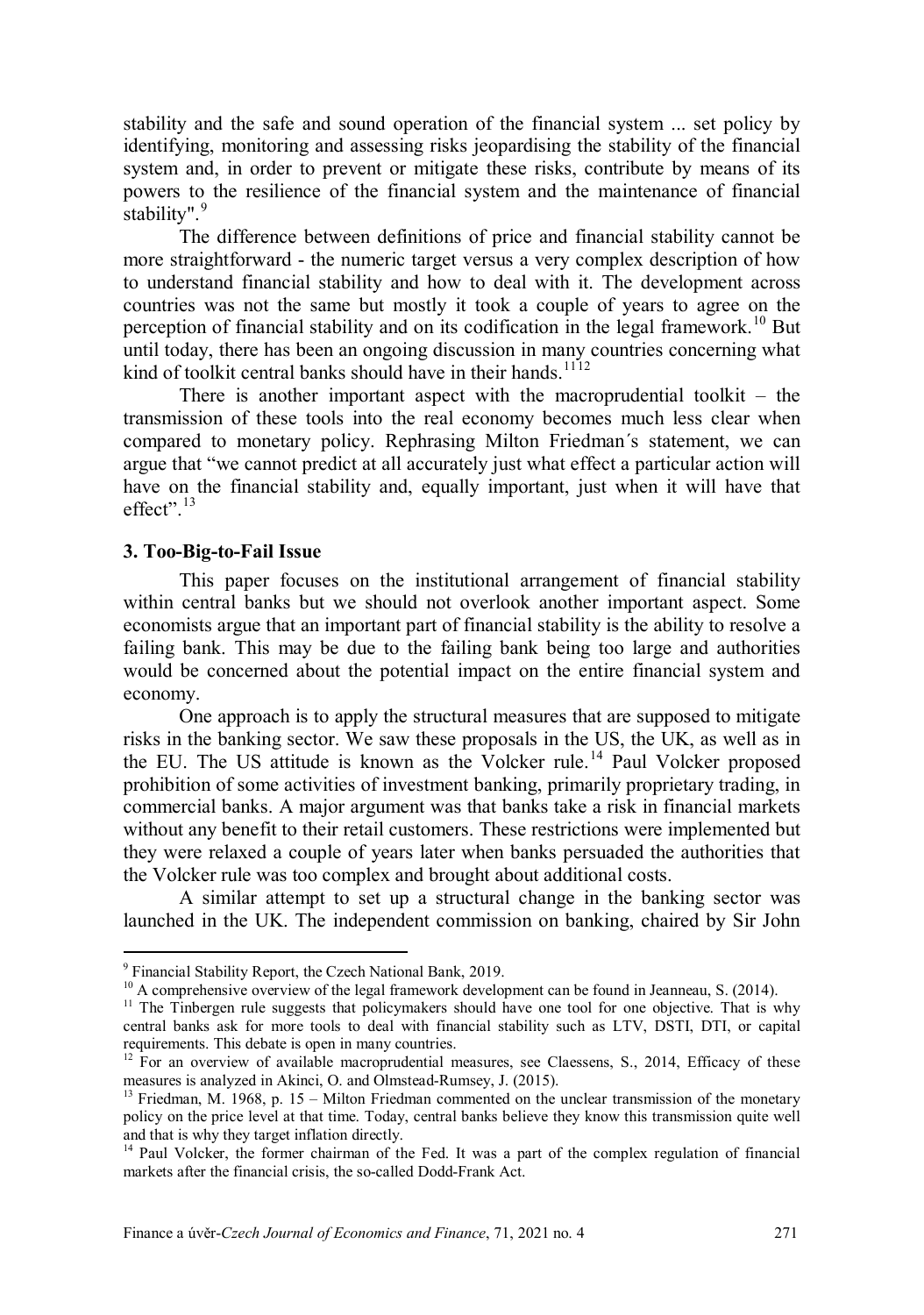stability and the safe and sound operation of the financial system ... set policy by identifying, monitoring and assessing risks jeopardising the stability of the financial system and, in order to prevent or mitigate these risks, contribute by means of its powers to the resilience of the financial system and the maintenance of financial stability".[9]

The difference between definitions of price and financial stability cannot be more straightforward - the numeric target versus a very complex description of how to understand financial stability and how to deal with it. The development across countries was not the same but mostly it took a couple of years to agree on the perception of financial stability and on its codification in the legal framework.[10] But until today, there has been an ongoing discussion in many countries concerning what kind of toolkit central banks should have in their hands.[11][12]

There is another important aspect with the macroprudential toolkit – the transmission of these tools into the real economy becomes much less clear when compared to monetary policy. Rephrasing Milton Friedman´s statement, we can argue that "we cannot predict at all accurately just what effect a particular action will have on the financial stability and, equally important, just when it will have that effect".[13]

### 3. Too-Big-to-Fail Issue

This paper focuses on the institutional arrangement of financial stability within central banks but we should not overlook another important aspect. Some economists argue that an important part of financial stability is the ability to resolve a failing bank. This may be due to the failing bank being too large and authorities would be concerned about the potential impact on the entire financial system and economy.

One approach is to apply the structural measures that are supposed to mitigate risks in the banking sector. We saw these proposals in the US, the UK, as well as in the EU. The US attitude is known as the Volcker rule.[14] Paul Volcker proposed prohibition of some activities of investment banking, primarily proprietary trading, in commercial banks. A major argument was that banks take a risk in financial markets without any benefit to their retail customers. These restrictions were implemented but they were relaxed a couple of years later when banks persuaded the authorities that the Volcker rule was too complex and brought about additional costs.

A similar attempt to set up a structural change in the banking sector was launched in the UK. The independent commission on banking, chaired by Sir John

---

[9] Financial Stability Report, the Czech National Bank, 2019.

[10] A comprehensive overview of the legal framework development can be found in Jeanneau, S. (2014).

[11] The Tinbergen rule suggests that policymakers should have one tool for one objective. That is why central banks ask for more tools to deal with financial stability such as LTV, DSTI, DTI, or capital requirements. This debate is open in many countries.

[12] For an overview of available macroprudential measures, see Claessens, S., 2014, Efficacy of these measures is analyzed in Akinci, O. and Olmstead-Rumsey, J. (2015).

[13] Friedman, M. 1968, p. 15 – Milton Friedman commented on the unclear transmission of the monetary policy on the price level at that time. Today, central banks believe they know this transmission quite well and that is why they target inflation directly.

[14] Paul Volcker, the former chairman of the Fed. It was a part of the complex regulation of financial markets after the financial crisis, the so-called Dodd-Frank Act.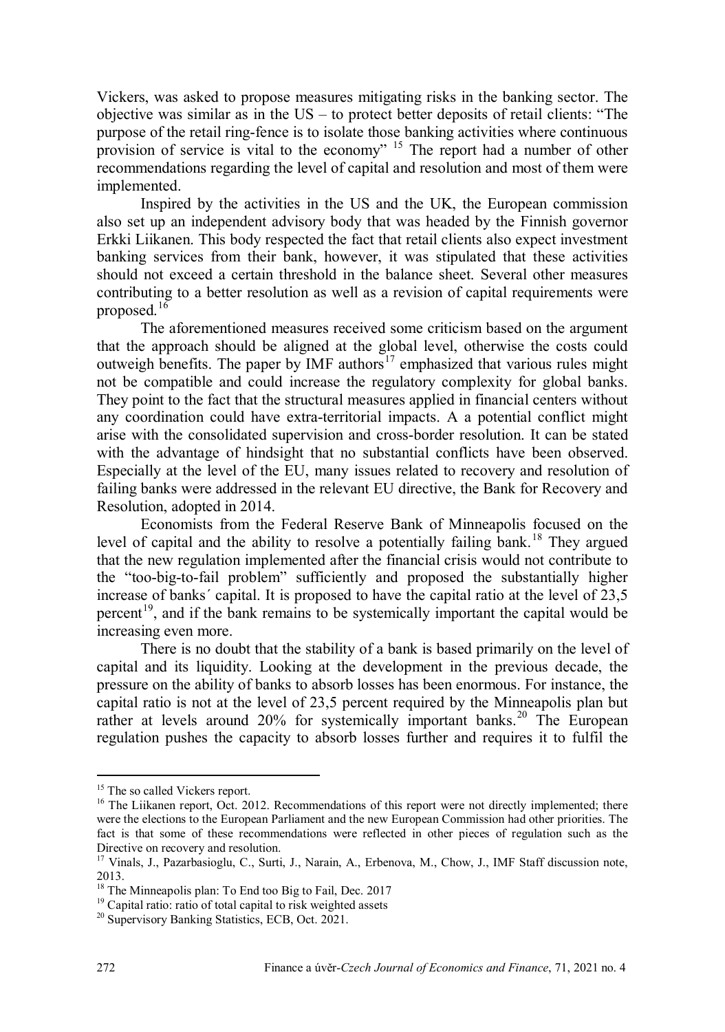Vickers, was asked to propose measures mitigating risks in the banking sector. The objective was similar as in the US – to protect better deposits of retail clients: "The purpose of the retail ring-fence is to isolate those banking activities where continuous provision of service is vital to the economy" [15] The report had a number of other recommendations regarding the level of capital and resolution and most of them were implemented.

Inspired by the activities in the US and the UK, the European commission also set up an independent advisory body that was headed by the Finnish governor Erkki Liikanen. This body respected the fact that retail clients also expect investment banking services from their bank, however, it was stipulated that these activities should not exceed a certain threshold in the balance sheet. Several other measures contributing to a better resolution as well as a revision of capital requirements were proposed.[16]

The aforementioned measures received some criticism based on the argument that the approach should be aligned at the global level, otherwise the costs could outweigh benefits. The paper by IMF authors[17] emphasized that various rules might not be compatible and could increase the regulatory complexity for global banks. They point to the fact that the structural measures applied in financial centers without any coordination could have extra-territorial impacts. A a potential conflict might arise with the consolidated supervision and cross-border resolution. It can be stated with the advantage of hindsight that no substantial conflicts have been observed. Especially at the level of the EU, many issues related to recovery and resolution of failing banks were addressed in the relevant EU directive, the Bank for Recovery and Resolution, adopted in 2014.

Economists from the Federal Reserve Bank of Minneapolis focused on the level of capital and the ability to resolve a potentially failing bank.[18] They argued that the new regulation implemented after the financial crisis would not contribute to the "too-big-to-fail problem" sufficiently and proposed the substantially higher increase of banks´ capital. It is proposed to have the capital ratio at the level of 23,5 percent[19], and if the bank remains to be systemically important the capital would be increasing even more.

There is no doubt that the stability of a bank is based primarily on the level of capital and its liquidity. Looking at the development in the previous decade, the pressure on the ability of banks to absorb losses has been enormous. For instance, the capital ratio is not at the level of 23,5 percent required by the Minneapolis plan but rather at levels around 20% for systemically important banks.[20] The European regulation pushes the capacity to absorb losses further and requires it to fulfil the

---

[15] The so called Vickers report.

[16] The Liikanen report, Oct. 2012. Recommendations of this report were not directly implemented; there were the elections to the European Parliament and the new European Commission had other priorities. The fact is that some of these recommendations were reflected in other pieces of regulation such as the Directive on recovery and resolution.

[17] Vinals, J., Pazarbasioglu, C., Surti, J., Narain, A., Erbenova, M., Chow, J., IMF Staff discussion note, 2013.

[18] The Minneapolis plan: To End too Big to Fail, Dec. 2017

[19] Capital ratio: ratio of total capital to risk weighted assets

[20] Supervisory Banking Statistics, ECB, Oct. 2021.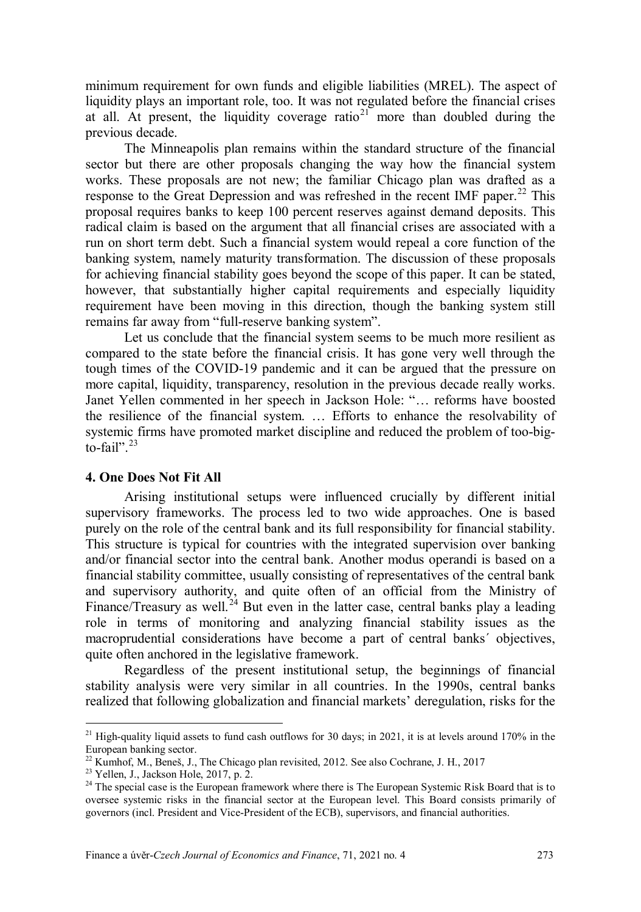minimum requirement for own funds and eligible liabilities (MREL). The aspect of liquidity plays an important role, too. It was not regulated before the financial crises at all. At present, the liquidity coverage ratio[21] more than doubled during the previous decade.

The Minneapolis plan remains within the standard structure of the financial sector but there are other proposals changing the way how the financial system works. These proposals are not new; the familiar Chicago plan was drafted as a response to the Great Depression and was refreshed in the recent IMF paper.[22] This proposal requires banks to keep 100 percent reserves against demand deposits. This radical claim is based on the argument that all financial crises are associated with a run on short term debt. Such a financial system would repeal a core function of the banking system, namely maturity transformation. The discussion of these proposals for achieving financial stability goes beyond the scope of this paper. It can be stated, however, that substantially higher capital requirements and especially liquidity requirement have been moving in this direction, though the banking system still remains far away from "full-reserve banking system".

Let us conclude that the financial system seems to be much more resilient as compared to the state before the financial crisis. It has gone very well through the tough times of the COVID-19 pandemic and it can be argued that the pressure on more capital, liquidity, transparency, resolution in the previous decade really works. Janet Yellen commented in her speech in Jackson Hole: "… reforms have boosted the resilience of the financial system. … Efforts to enhance the resolvability of systemic firms have promoted market discipline and reduced the problem of too-big-to-fail".[23]

## 4. One Does Not Fit All

Arising institutional setups were influenced crucially by different initial supervisory frameworks. The process led to two wide approaches. One is based purely on the role of the central bank and its full responsibility for financial stability. This structure is typical for countries with the integrated supervision over banking and/or financial sector into the central bank. Another modus operandi is based on a financial stability committee, usually consisting of representatives of the central bank and supervisory authority, and quite often of an official from the Ministry of Finance/Treasury as well.[24] But even in the latter case, central banks play a leading role in terms of monitoring and analyzing financial stability issues as the macroprudential considerations have become a part of central banks´ objectives, quite often anchored in the legislative framework.

Regardless of the present institutional setup, the beginnings of financial stability analysis were very similar in all countries. In the 1990s, central banks realized that following globalization and financial markets' deregulation, risks for the

---

[21] High-quality liquid assets to fund cash outflows for 30 days; in 2021, it is at levels around 170% in the European banking sector.

[22] Kumhof, M., Beneš, J., The Chicago plan revisited, 2012. See also Cochrane, J. H., 2017

[23] Yellen, J., Jackson Hole, 2017, p. 2.

[24] The special case is the European framework where there is The European Systemic Risk Board that is to oversee systemic risks in the financial sector at the European level. This Board consists primarily of governors (incl. President and Vice-President of the ECB), supervisors, and financial authorities.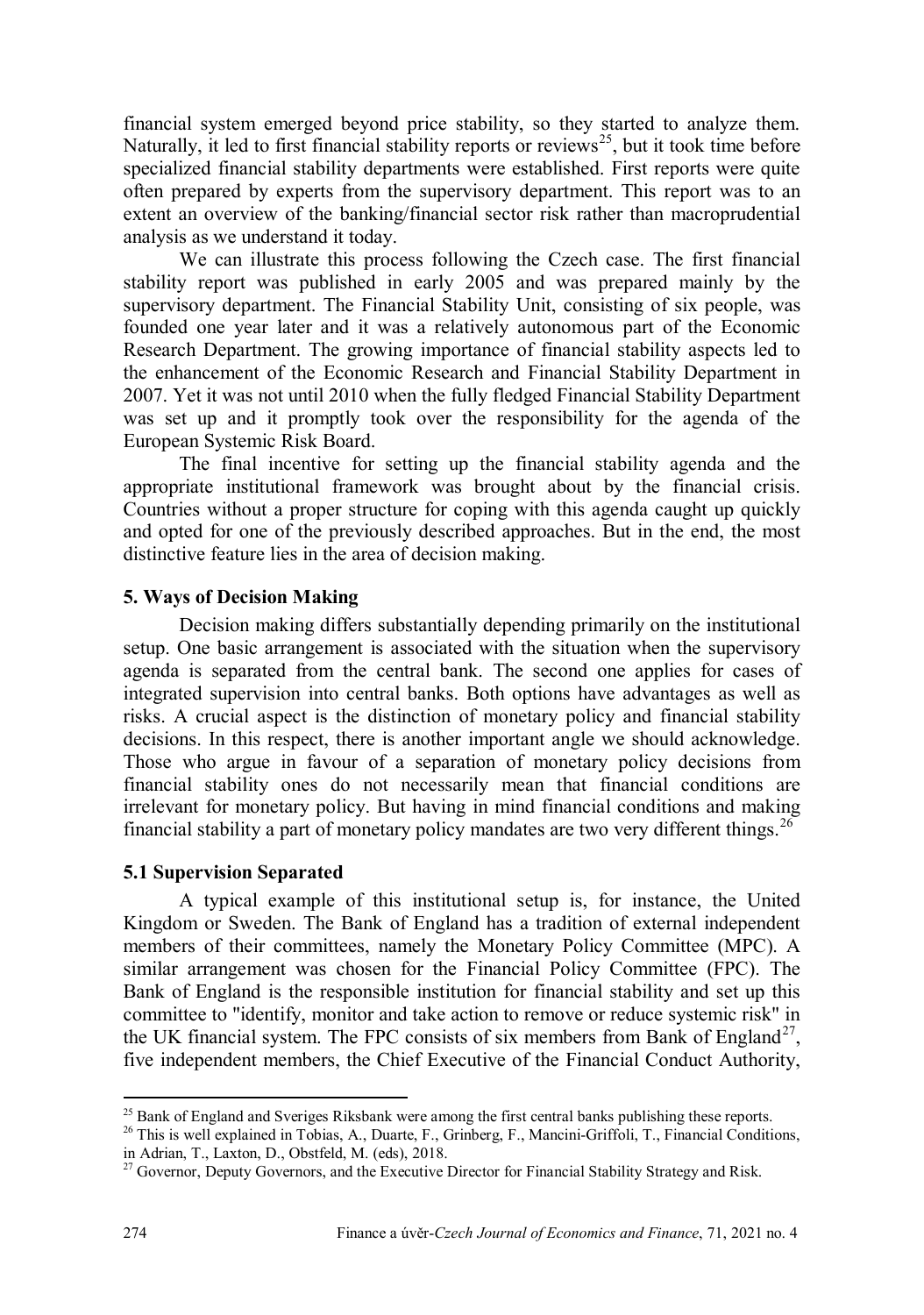financial system emerged beyond price stability, so they started to analyze them. Naturally, it led to first financial stability reports or reviews[25], but it took time before specialized financial stability departments were established. First reports were quite often prepared by experts from the supervisory department. This report was to an extent an overview of the banking/financial sector risk rather than macroprudential analysis as we understand it today.

We can illustrate this process following the Czech case. The first financial stability report was published in early 2005 and was prepared mainly by the supervisory department. The Financial Stability Unit, consisting of six people, was founded one year later and it was a relatively autonomous part of the Economic Research Department. The growing importance of financial stability aspects led to the enhancement of the Economic Research and Financial Stability Department in 2007. Yet it was not until 2010 when the fully fledged Financial Stability Department was set up and it promptly took over the responsibility for the agenda of the European Systemic Risk Board.

The final incentive for setting up the financial stability agenda and the appropriate institutional framework was brought about by the financial crisis. Countries without a proper structure for coping with this agenda caught up quickly and opted for one of the previously described approaches. But in the end, the most distinctive feature lies in the area of decision making.

## 5. Ways of Decision Making

Decision making differs substantially depending primarily on the institutional setup. One basic arrangement is associated with the situation when the supervisory agenda is separated from the central bank. The second one applies for cases of integrated supervision into central banks. Both options have advantages as well as risks. A crucial aspect is the distinction of monetary policy and financial stability decisions. In this respect, there is another important angle we should acknowledge. Those who argue in favour of a separation of monetary policy decisions from financial stability ones do not necessarily mean that financial conditions are irrelevant for monetary policy. But having in mind financial conditions and making financial stability a part of monetary policy mandates are two very different things.[26]

### 5.1 Supervision Separated

A typical example of this institutional setup is, for instance, the United Kingdom or Sweden. The Bank of England has a tradition of external independent members of their committees, namely the Monetary Policy Committee (MPC). A similar arrangement was chosen for the Financial Policy Committee (FPC). The Bank of England is the responsible institution for financial stability and set up this committee to "identify, monitor and take action to remove or reduce systemic risk" in the UK financial system. The FPC consists of six members from Bank of England[27], five independent members, the Chief Executive of the Financial Conduct Authority,

---

[25] Bank of England and Sveriges Riksbank were among the first central banks publishing these reports.

[26] This is well explained in Tobias, A., Duarte, F., Grinberg, F., Mancini-Griffoli, T., Financial Conditions, in Adrian, T., Laxton, D., Obstfeld, M. (eds), 2018.

[27] Governor, Deputy Governors, and the Executive Director for Financial Stability Strategy and Risk.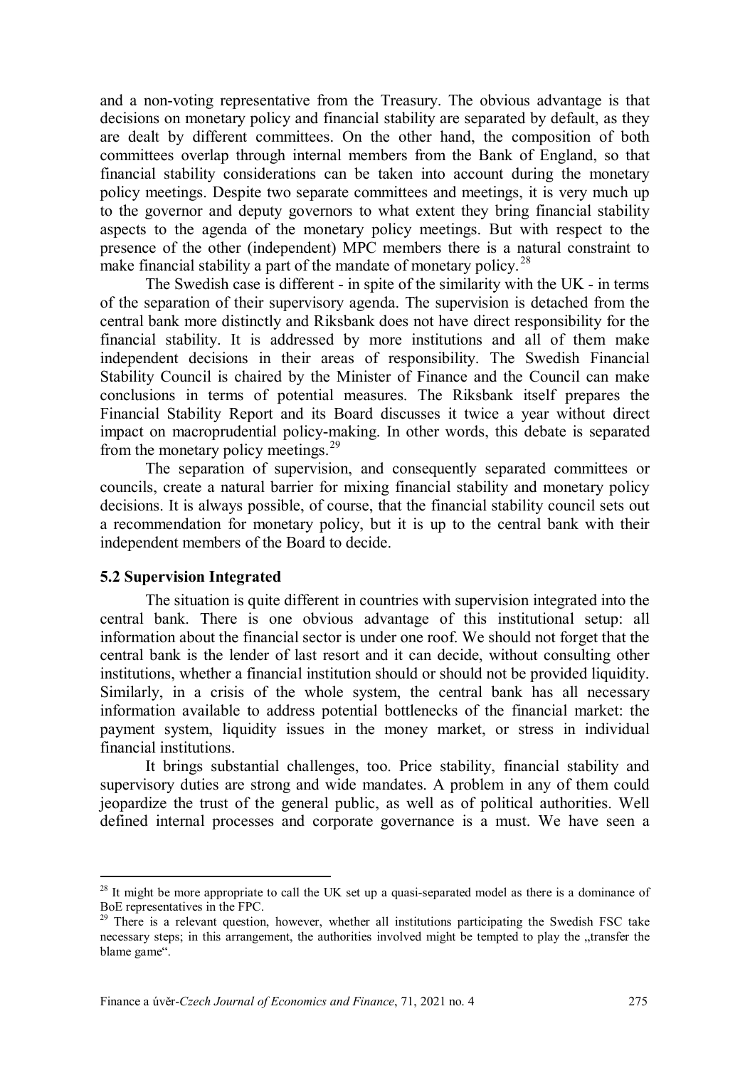and a non-voting representative from the Treasury. The obvious advantage is that decisions on monetary policy and financial stability are separated by default, as they are dealt by different committees. On the other hand, the composition of both committees overlap through internal members from the Bank of England, so that financial stability considerations can be taken into account during the monetary policy meetings. Despite two separate committees and meetings, it is very much up to the governor and deputy governors to what extent they bring financial stability aspects to the agenda of the monetary policy meetings. But with respect to the presence of the other (independent) MPC members there is a natural constraint to make financial stability a part of the mandate of monetary policy.[28]

The Swedish case is different - in spite of the similarity with the UK - in terms of the separation of their supervisory agenda. The supervision is detached from the central bank more distinctly and Riksbank does not have direct responsibility for the financial stability. It is addressed by more institutions and all of them make independent decisions in their areas of responsibility. The Swedish Financial Stability Council is chaired by the Minister of Finance and the Council can make conclusions in terms of potential measures. The Riksbank itself prepares the Financial Stability Report and its Board discusses it twice a year without direct impact on macroprudential policy-making. In other words, this debate is separated from the monetary policy meetings.[29]

The separation of supervision, and consequently separated committees or councils, create a natural barrier for mixing financial stability and monetary policy decisions. It is always possible, of course, that the financial stability council sets out a recommendation for monetary policy, but it is up to the central bank with their independent members of the Board to decide.

### 5.2 Supervision Integrated

The situation is quite different in countries with supervision integrated into the central bank. There is one obvious advantage of this institutional setup: all information about the financial sector is under one roof. We should not forget that the central bank is the lender of last resort and it can decide, without consulting other institutions, whether a financial institution should or should not be provided liquidity. Similarly, in a crisis of the whole system, the central bank has all necessary information available to address potential bottlenecks of the financial market: the payment system, liquidity issues in the money market, or stress in individual financial institutions.

It brings substantial challenges, too. Price stability, financial stability and supervisory duties are strong and wide mandates. A problem in any of them could jeopardize the trust of the general public, as well as of political authorities. Well defined internal processes and corporate governance is a must. We have seen a

---

[28] It might be more appropriate to call the UK set up a quasi-separated model as there is a dominance of BoE representatives in the FPC.

[29] There is a relevant question, however, whether all institutions participating the Swedish FSC take necessary steps; in this arrangement, the authorities involved might be tempted to play the „transfer the blame game".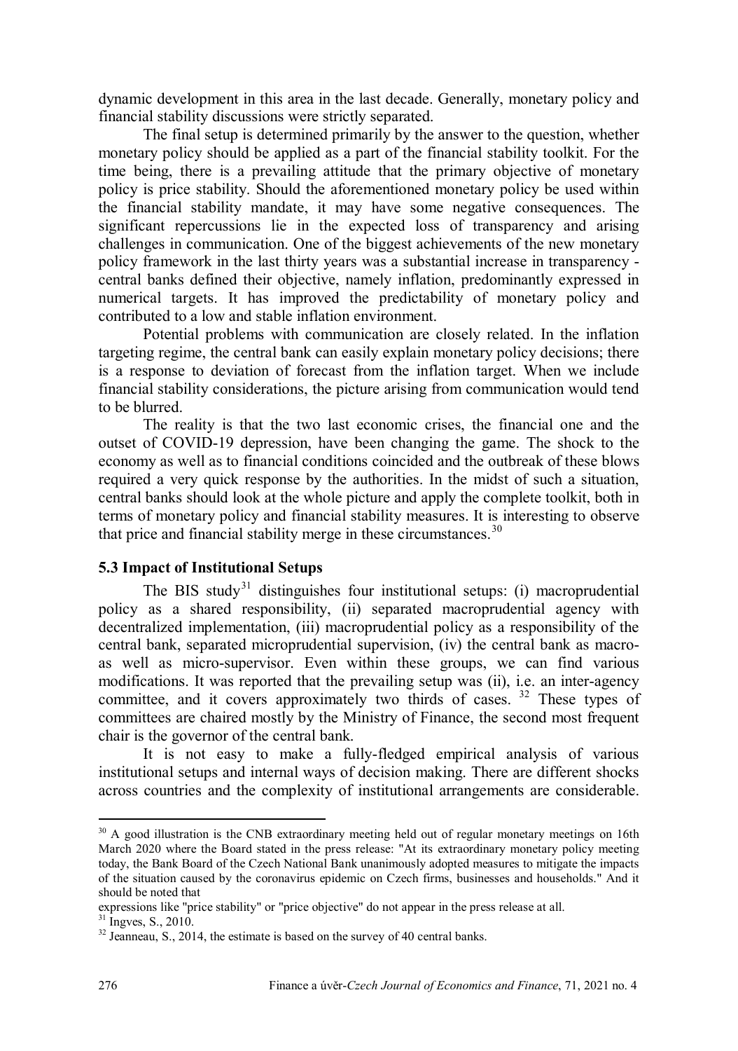dynamic development in this area in the last decade. Generally, monetary policy and financial stability discussions were strictly separated.

The final setup is determined primarily by the answer to the question, whether monetary policy should be applied as a part of the financial stability toolkit. For the time being, there is a prevailing attitude that the primary objective of monetary policy is price stability. Should the aforementioned monetary policy be used within the financial stability mandate, it may have some negative consequences. The significant repercussions lie in the expected loss of transparency and arising challenges in communication. One of the biggest achievements of the new monetary policy framework in the last thirty years was a substantial increase in transparency - central banks defined their objective, namely inflation, predominantly expressed in numerical targets. It has improved the predictability of monetary policy and contributed to a low and stable inflation environment.

Potential problems with communication are closely related. In the inflation targeting regime, the central bank can easily explain monetary policy decisions; there is a response to deviation of forecast from the inflation target. When we include financial stability considerations, the picture arising from communication would tend to be blurred.

The reality is that the two last economic crises, the financial one and the outset of COVID-19 depression, have been changing the game. The shock to the economy as well as to financial conditions coincided and the outbreak of these blows required a very quick response by the authorities. In the midst of such a situation, central banks should look at the whole picture and apply the complete toolkit, both in terms of monetary policy and financial stability measures. It is interesting to observe that price and financial stability merge in these circumstances.[30]

### 5.3 Impact of Institutional Setups

The BIS study[31] distinguishes four institutional setups: (i) macroprudential policy as a shared responsibility, (ii) separated macroprudential agency with decentralized implementation, (iii) macroprudential policy as a responsibility of the central bank, separated microprudential supervision, (iv) the central bank as macro- as well as micro-supervisor. Even within these groups, we can find various modifications. It was reported that the prevailing setup was (ii), i.e. an inter-agency committee, and it covers approximately two thirds of cases.[32] These types of committees are chaired mostly by the Ministry of Finance, the second most frequent chair is the governor of the central bank.

It is not easy to make a fully-fledged empirical analysis of various institutional setups and internal ways of decision making. There are different shocks across countries and the complexity of institutional arrangements are considerable.

---

[30] A good illustration is the CNB extraordinary meeting held out of regular monetary meetings on 16th March 2020 where the Board stated in the press release: "At its extraordinary monetary policy meeting today, the Bank Board of the Czech National Bank unanimously adopted measures to mitigate the impacts of the situation caused by the coronavirus epidemic on Czech firms, businesses and households." And it should be noted that expressions like "price stability" or "price objective" do not appear in the press release at all.

[31] Ingves, S., 2010.

[32] Jeanneau, S., 2014, the estimate is based on the survey of 40 central banks.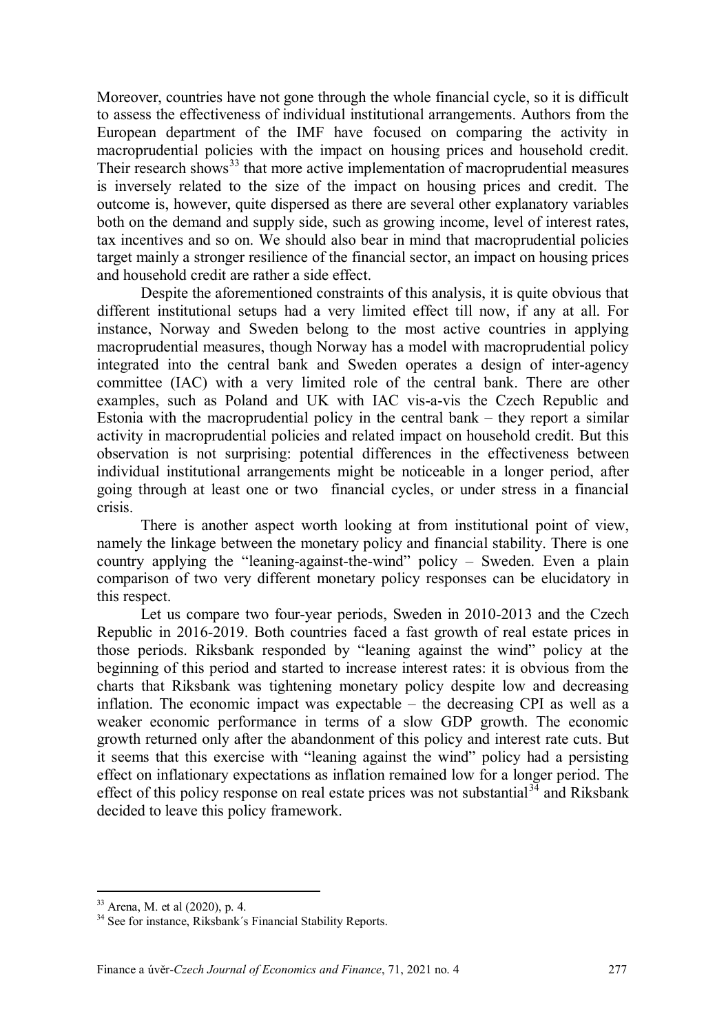Moreover, countries have not gone through the whole financial cycle, so it is difficult to assess the effectiveness of individual institutional arrangements. Authors from the European department of the IMF have focused on comparing the activity in macroprudential policies with the impact on housing prices and household credit. Their research shows[33] that more active implementation of macroprudential measures is inversely related to the size of the impact on housing prices and credit. The outcome is, however, quite dispersed as there are several other explanatory variables both on the demand and supply side, such as growing income, level of interest rates, tax incentives and so on. We should also bear in mind that macroprudential policies target mainly a stronger resilience of the financial sector, an impact on housing prices and household credit are rather a side effect.

Despite the aforementioned constraints of this analysis, it is quite obvious that different institutional setups had a very limited effect till now, if any at all. For instance, Norway and Sweden belong to the most active countries in applying macroprudential measures, though Norway has a model with macroprudential policy integrated into the central bank and Sweden operates a design of inter-agency committee (IAC) with a very limited role of the central bank. There are other examples, such as Poland and UK with IAC vis-a-vis the Czech Republic and Estonia with the macroprudential policy in the central bank – they report a similar activity in macroprudential policies and related impact on household credit. But this observation is not surprising: potential differences in the effectiveness between individual institutional arrangements might be noticeable in a longer period, after going through at least one or two financial cycles, or under stress in a financial crisis.

There is another aspect worth looking at from institutional point of view, namely the linkage between the monetary policy and financial stability. There is one country applying the "leaning-against-the-wind" policy – Sweden. Even a plain comparison of two very different monetary policy responses can be elucidatory in this respect.

Let us compare two four-year periods, Sweden in 2010-2013 and the Czech Republic in 2016-2019. Both countries faced a fast growth of real estate prices in those periods. Riksbank responded by "leaning against the wind" policy at the beginning of this period and started to increase interest rates: it is obvious from the charts that Riksbank was tightening monetary policy despite low and decreasing inflation. The economic impact was expectable – the decreasing CPI as well as a weaker economic performance in terms of a slow GDP growth. The economic growth returned only after the abandonment of this policy and interest rate cuts. But it seems that this exercise with "leaning against the wind" policy had a persisting effect on inflationary expectations as inflation remained low for a longer period. The effect of this policy response on real estate prices was not substantial[34] and Riksbank decided to leave this policy framework.

---

[33] Arena, M. et al (2020), p. 4.

[34] See for instance, Riksbank´s Financial Stability Reports.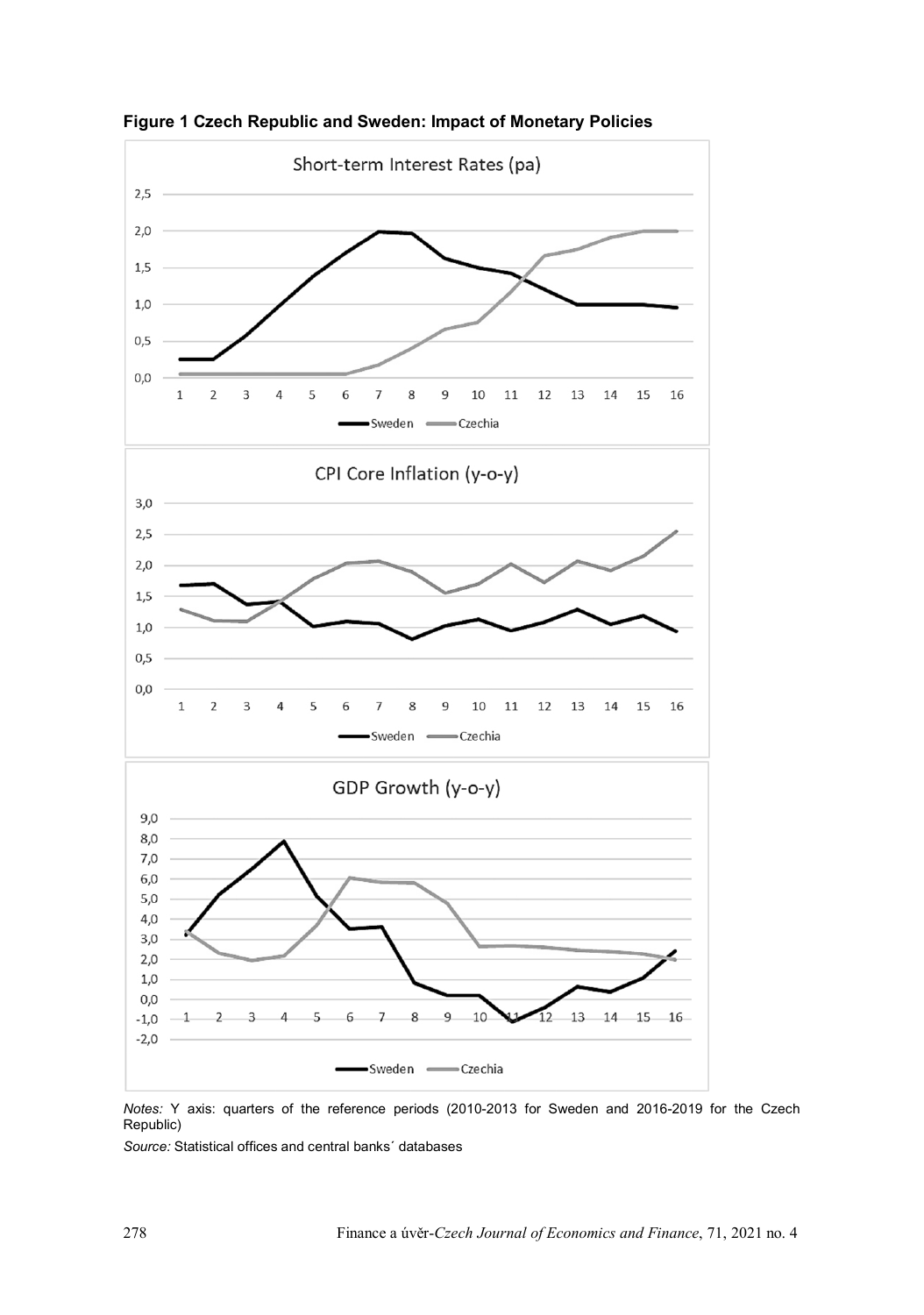**Figure 1 Czech Republic and Sweden: Impact of Monetary Policies**

*Notes:* Y axis: quarters of the reference periods (2010-2013 for Sweden and 2016-2019 for the Czech Republic)

*Source:* Statistical offices and central banks´ databases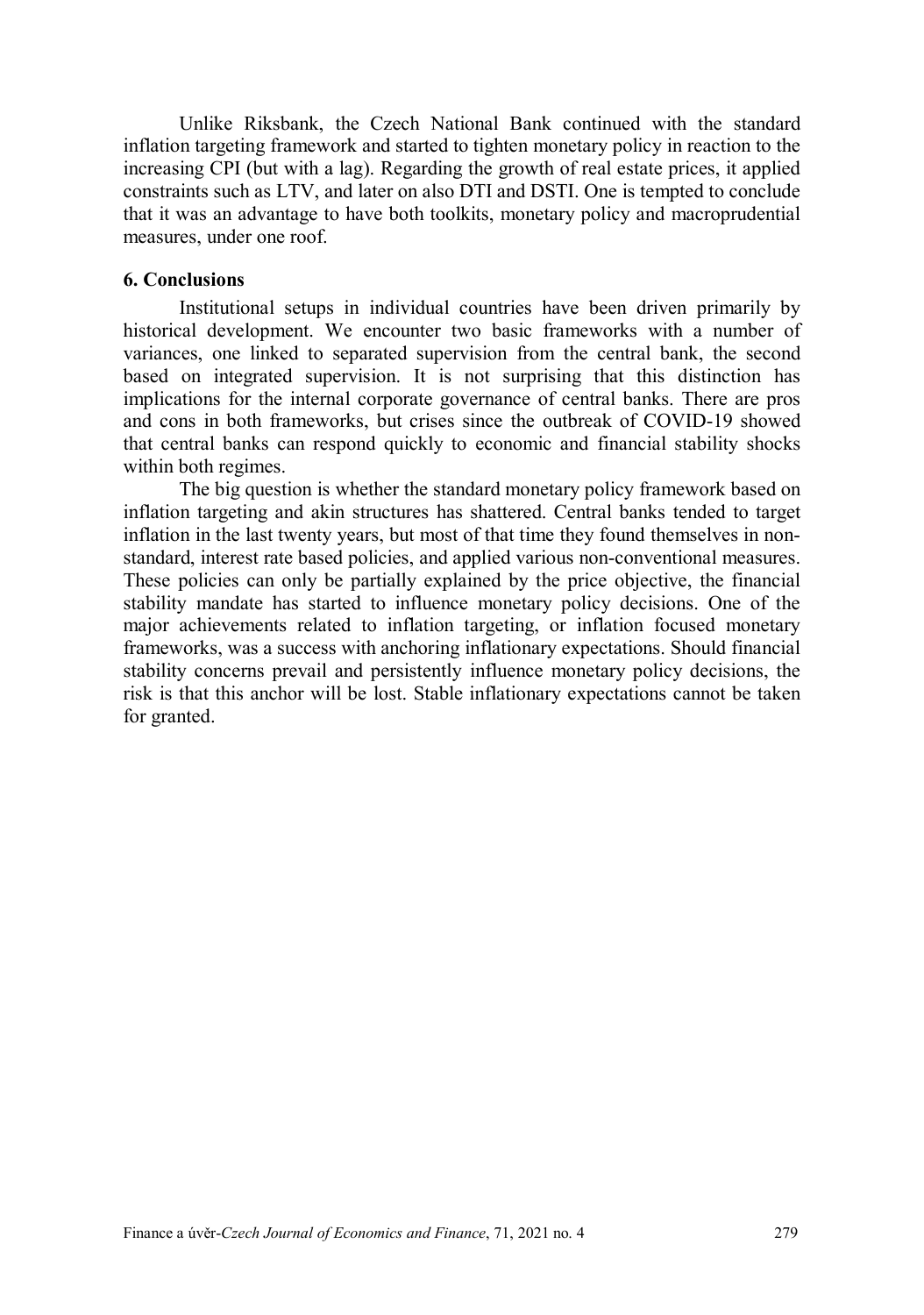Unlike Riksbank, the Czech National Bank continued with the standard inflation targeting framework and started to tighten monetary policy in reaction to the increasing CPI (but with a lag). Regarding the growth of real estate prices, it applied constraints such as LTV, and later on also DTI and DSTI. One is tempted to conclude that it was an advantage to have both toolkits, monetary policy and macroprudential measures, under one roof.

## 6. Conclusions

Institutional setups in individual countries have been driven primarily by historical development. We encounter two basic frameworks with a number of variances, one linked to separated supervision from the central bank, the second based on integrated supervision. It is not surprising that this distinction has implications for the internal corporate governance of central banks. There are pros and cons in both frameworks, but crises since the outbreak of COVID-19 showed that central banks can respond quickly to economic and financial stability shocks within both regimes.

The big question is whether the standard monetary policy framework based on inflation targeting and akin structures has shattered. Central banks tended to target inflation in the last twenty years, but most of that time they found themselves in non-standard, interest rate based policies, and applied various non-conventional measures. These policies can only be partially explained by the price objective, the financial stability mandate has started to influence monetary policy decisions. One of the major achievements related to inflation targeting, or inflation focused monetary frameworks, was a success with anchoring inflationary expectations. Should financial stability concerns prevail and persistently influence monetary policy decisions, the risk is that this anchor will be lost. Stable inflationary expectations cannot be taken for granted.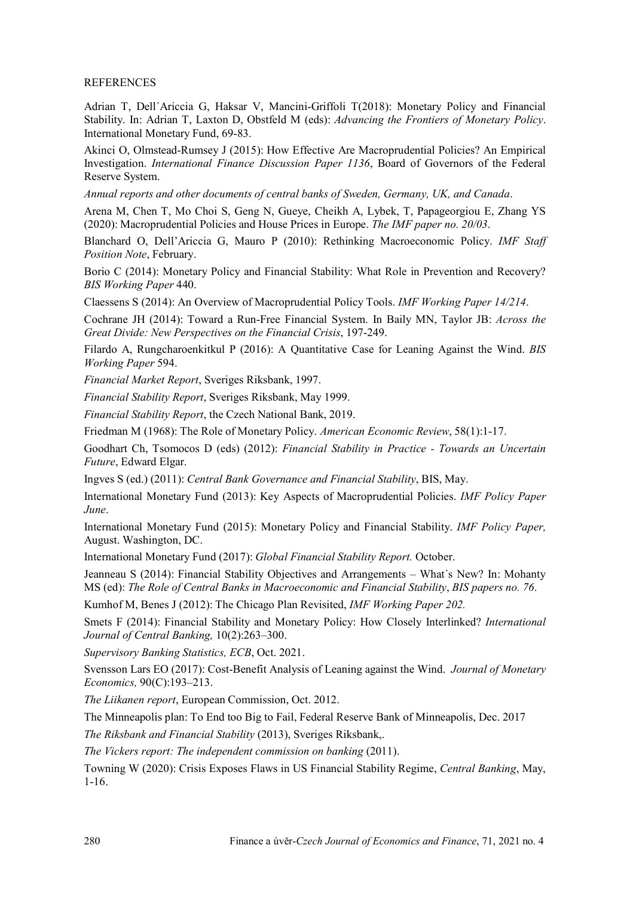## REFERENCES

Adrian T, Dell´Ariccia G, Haksar V, Mancini-Griffoli T(2018): Monetary Policy and Financial Stability. In: Adrian T, Laxton D, Obstfeld M (eds): *Advancing the Frontiers of Monetary Policy*. International Monetary Fund, 69-83.

Akinci O, Olmstead-Rumsey J (2015): How Effective Are Macroprudential Policies? An Empirical Investigation. *International Finance Discussion Paper 1136*, Board of Governors of the Federal Reserve System.

*Annual reports and other documents of central banks of Sweden, Germany, UK, and Canada*.

Arena M, Chen T, Mo Choi S, Geng N, Gueye, Cheikh A, Lybek, T, Papageorgiou E, Zhang YS (2020): Macroprudential Policies and House Prices in Europe. *The IMF paper no. 20/03*.

Blanchard O, Dell'Ariccia G, Mauro P (2010): Rethinking Macroeconomic Policy. *IMF Staff Position Note*, February.

Borio C (2014): Monetary Policy and Financial Stability: What Role in Prevention and Recovery? *BIS Working Paper* 440.

Claessens S (2014): An Overview of Macroprudential Policy Tools. *IMF Working Paper 14/214*.

Cochrane JH (2014): Toward a Run-Free Financial System. In Baily MN, Taylor JB: *Across the Great Divide: New Perspectives on the Financial Crisis*, 197-249.

Filardo A, Rungcharoenkitkul P (2016): A Quantitative Case for Leaning Against the Wind. *BIS Working Paper* 594.

*Financial Market Report*, Sveriges Riksbank, 1997.

*Financial Stability Report*, Sveriges Riksbank, May 1999.

*Financial Stability Report*, the Czech National Bank, 2019.

Friedman M (1968): The Role of Monetary Policy. *American Economic Review*, 58(1):1-17.

Goodhart Ch, Tsomocos D (eds) (2012): *Financial Stability in Practice - Towards an Uncertain Future*, Edward Elgar.

Ingves S (ed.) (2011): *Central Bank Governance and Financial Stability*, BIS, May.

International Monetary Fund (2013): Key Aspects of Macroprudential Policies. *IMF Policy Paper June*.

International Monetary Fund (2015): Monetary Policy and Financial Stability. *IMF Policy Paper,* August. Washington, DC.

International Monetary Fund (2017): *Global Financial Stability Report.* October.

Jeanneau S (2014): Financial Stability Objectives and Arrangements – What´s New? In: Mohanty MS (ed): *The Role of Central Banks in Macroeconomic and Financial Stability*, *BIS papers no. 76*.

Kumhof M, Benes J (2012): The Chicago Plan Revisited, *IMF Working Paper 202.*

Smets F (2014): Financial Stability and Monetary Policy: How Closely Interlinked? *International Journal of Central Banking,* 10(2):263–300.

*Supervisory Banking Statistics, ECB*, Oct. 2021.

Svensson Lars EO (2017): Cost-Benefit Analysis of Leaning against the Wind. *Journal of Monetary Economics,* 90(C):193–213.

*The Liikanen report*, European Commission, Oct. 2012.

The Minneapolis plan: To End too Big to Fail, Federal Reserve Bank of Minneapolis, Dec. 2017

*The Riksbank and Financial Stability* (2013), Sveriges Riksbank,.

*The Vickers report: The independent commission on banking* (2011).

Towning W (2020): Crisis Exposes Flaws in US Financial Stability Regime, *Central Banking*, May, 1-16.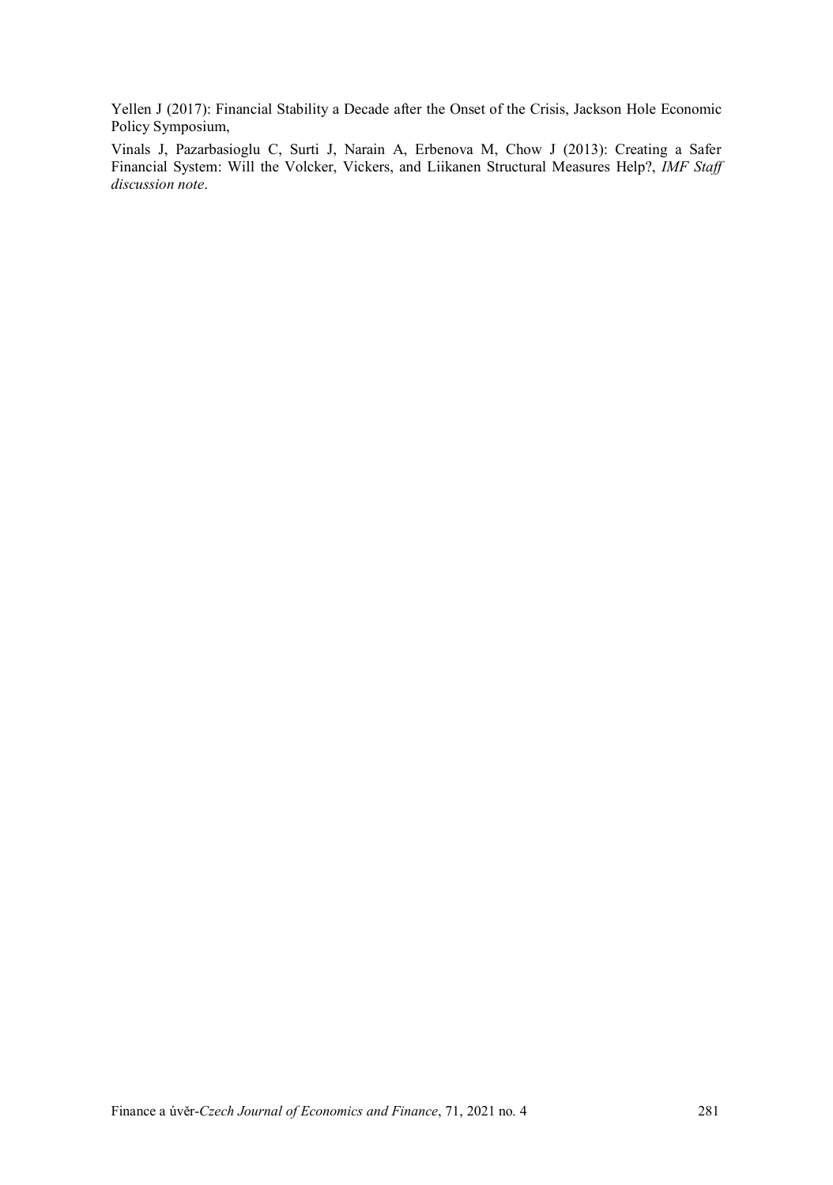Yellen J (2017): Financial Stability a Decade after the Onset of the Crisis, Jackson Hole Economic Policy Symposium,

Vinals J, Pazarbasioglu C, Surti J, Narain A, Erbenova M, Chow J (2013): Creating a Safer Financial System: Will the Volcker, Vickers, and Liikanen Structural Measures Help?, *IMF Staff discussion note*.